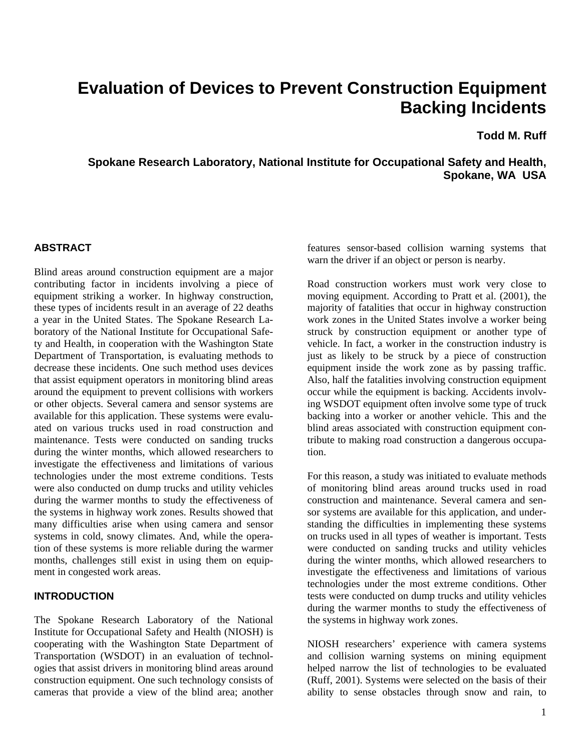# Evaluation of Devices to Prevent Construction Equipment Backing Incidents

**Todd M. Ruff**

**Spokane Research Laboratory, National Institute for Occupational Safety and Health, Spokane, WA USA**

## ABSTRACT

Blind areas around construction equipment are a major contributing factor in incidents involving a piece of equipment striking a worker. In highway construction, these types of incidents result in an average of 22 deaths a year in the United States. The Spokane Research Laboratory of the National Institute for Occupational Safety and Health, in cooperation with the Washington State Department of Transportation, is evaluating methods to decrease these incidents. One such method uses devices that assist equipment operators in monitoring blind areas around the equipment to prevent collisions with workers or other objects. Several camera and sensor systems are available for this application. These systems were evaluated on various trucks used in road construction and maintenance. Tests were conducted on sanding trucks during the winter months, which allowed researchers to investigate the effectiveness and limitations of various technologies under the most extreme conditions. Tests were also conducted on dump trucks and utility vehicles during the warmer months to study the effectiveness of the systems in highway work zones. Results showed that many difficulties arise when using camera and sensor systems in cold, snowy climates. And, while the operation of these systems is more reliable during the warmer months, challenges still exist in using them on equipment in congested work areas.

## INTRODUCTION

The Spokane Research Laboratory of the National Institute for Occupational Safety and Health (NIOSH) is cooperating with the Washington State Department of Transportation (WSDOT) in an evaluation of technologies that assist drivers in monitoring blind areas around construction equipment. One such technology consists of cameras that provide a view of the blind area; another features sensor-based collision warning systems that warn the driver if an object or person is nearby.

Road construction workers must work very close to moving equipment. According to Pratt et al. (2001), the majority of fatalities that occur in highway construction work zones in the United States involve a worker being struck by construction equipment or another type of vehicle. In fact, a worker in the construction industry is just as likely to be struck by a piece of construction equipment inside the work zone as by passing traffic. Also, half the fatalities involving construction equipment occur while the equipment is backing. Accidents involving WSDOT equipment often involve some type of truck backing into a worker or another vehicle. This and the blind areas associated with construction equipment contribute to making road construction a dangerous occupation.

For this reason, a study was initiated to evaluate methods of monitoring blind areas around trucks used in road construction and maintenance. Several camera and sensor systems are available for this application, and understanding the difficulties in implementing these systems on trucks used in all types of weather is important. Tests were conducted on sanding trucks and utility vehicles during the winter months, which allowed researchers to investigate the effectiveness and limitations of various technologies under the most extreme conditions. Other tests were conducted on dump trucks and utility vehicles during the warmer months to study the effectiveness of the systems in highway work zones.

NIOSH researchers' experience with camera systems and collision warning systems on mining equipment helped narrow the list of technologies to be evaluated (Ruff, 2001). Systems were selected on the basis of their ability to sense obstacles through snow and rain, to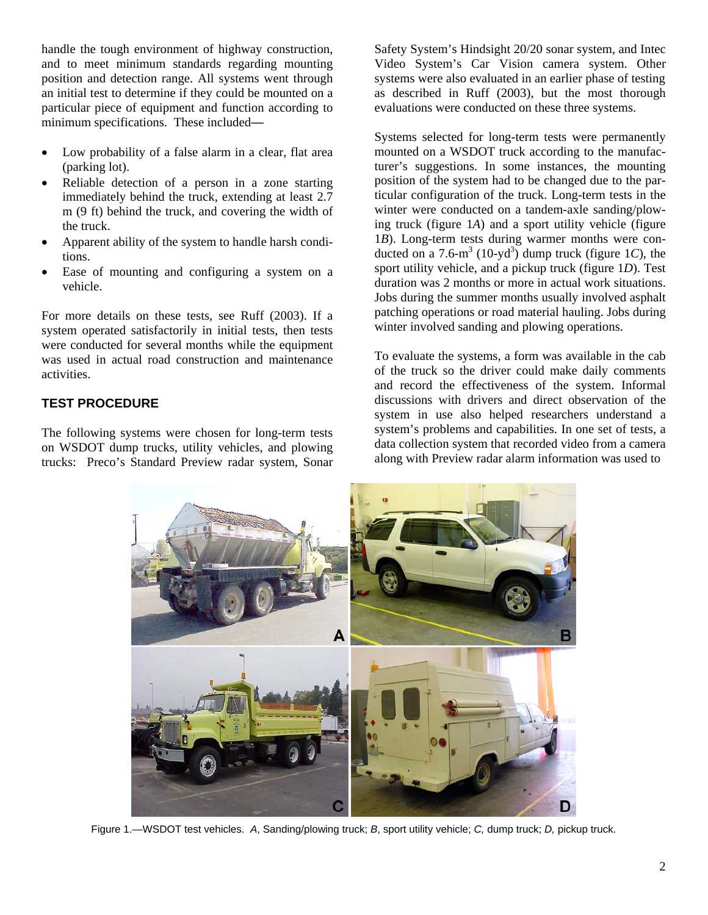handle the tough environment of highway construction, and to meet minimum standards regarding mounting position and detection range. All systems went through an initial test to determine if they could be mounted on a particular piece of equipment and function according to minimum specifications. These included—

- Low probability of a false alarm in a clear, flat area (parking lot).
- Reliable detection of a person in a zone starting immediately behind the truck, extending at least 2.7 m (9 ft) behind the truck, and covering the width of the truck.
- Apparent ability of the system to handle harsh conditions.
- Ease of mounting and configuring a system on a vehicle.

For more details on these tests, see Ruff (2003). If a system operated satisfactorily in initial tests, then tests were conducted for several months while the equipment was used in actual road construction and maintenance activities.

## TEST PROCEDURE

The following systems were chosen for long-term tests on WSDOT dump trucks, utility vehicles, and plowing trucks: Preco's Standard Preview radar system, Sonar Safety System's Hindsight 20/20 sonar system, and Intec Video System's Car Vision camera system. Other systems were also evaluated in an earlier phase of testing as described in Ruff (2003), but the most thorough evaluations were conducted on these three systems.

Systems selected for long-term tests were permanently mounted on a WSDOT truck according to the manufacturer's suggestions. In some instances, the mounting position of the system had to be changed due to the particular configuration of the truck. Long-term tests in the winter were conducted on a tandem-axle sanding/plowing truck (figure 1*A*) and a sport utility vehicle (figure 1*B*). Long-term tests during warmer months were conducted on a 7.6-$m^3$ (10-$yd^3$) dump truck (figure 1*C*), the sport utility vehicle, and a pickup truck (figure 1*D*). Test duration was 2 months or more in actual work situations. Jobs during the summer months usually involved asphalt patching operations or road material hauling. Jobs during winter involved sanding and plowing operations.

To evaluate the systems, a form was available in the cab of the truck so the driver could make daily comments and record the effectiveness of the system. Informal discussions with drivers and direct observation of the system in use also helped researchers understand a system's problems and capabilities. In one set of tests, a data collection system that recorded video from a camera along with Preview radar alarm information was used to

Figure 1.—WSDOT test vehicles. *A*, Sanding/plowing truck; *B*, sport utility vehicle; *C,* dump truck; *D,* pickup truck.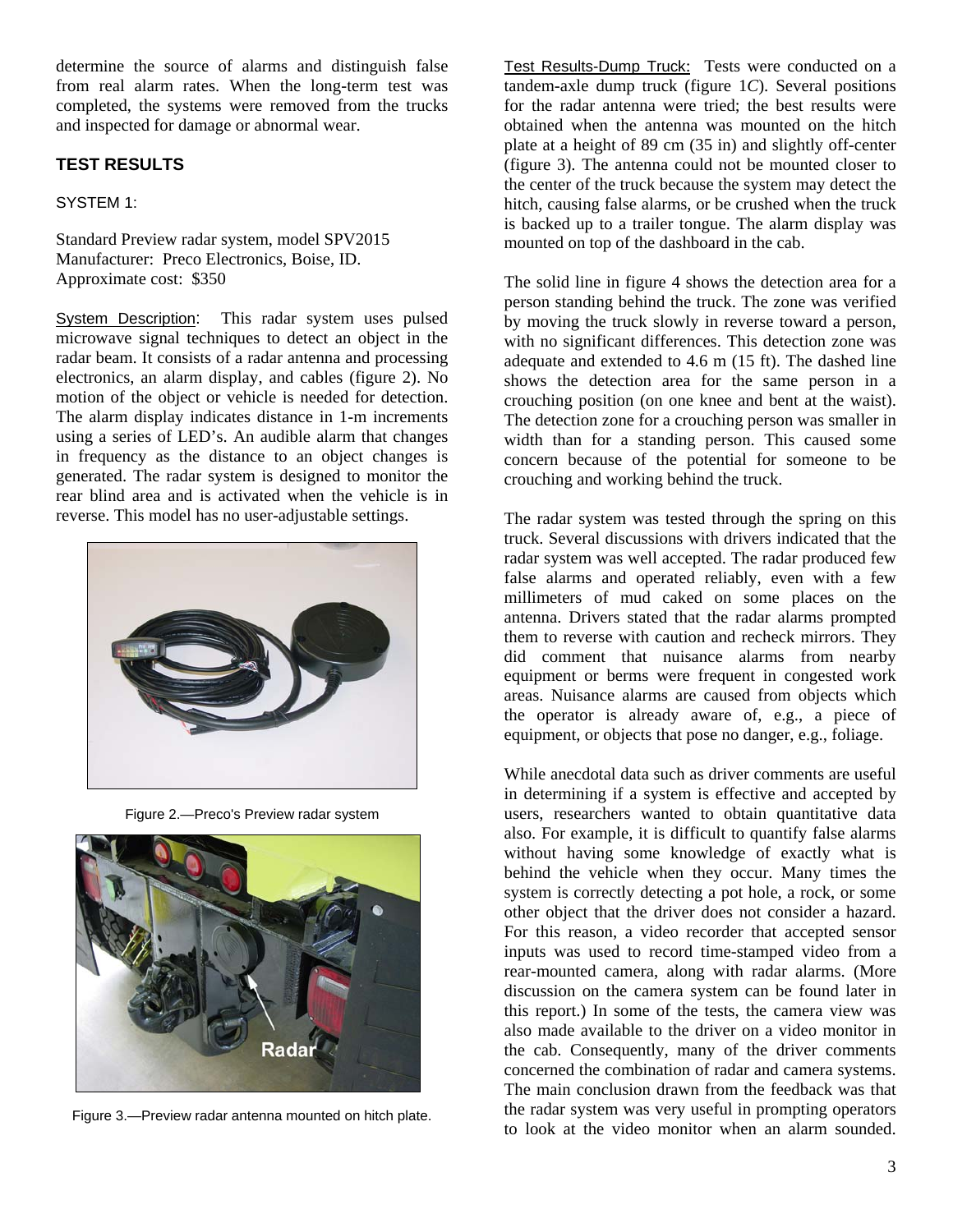determine the source of alarms and distinguish false from real alarm rates. When the long-term test was completed, the systems were removed from the trucks and inspected for damage or abnormal wear.

## TEST RESULTS

### SYSTEM 1:

Standard Preview radar system, model SPV2015
Manufacturer: Preco Electronics, Boise, ID.
Approximate cost: $350

System Description: This radar system uses pulsed microwave signal techniques to detect an object in the radar beam. It consists of a radar antenna and processing electronics, an alarm display, and cables (figure 2). No motion of the object or vehicle is needed for detection. The alarm display indicates distance in 1-m increments using a series of LED's. An audible alarm that changes in frequency as the distance to an object changes is generated. The radar system is designed to monitor the rear blind area and is activated when the vehicle is in reverse. This model has no user-adjustable settings.

Figure 2.—Preco's Preview radar system

Radar

Figure 3.—Preview radar antenna mounted on hitch plate.

Test Results-Dump Truck: Tests were conducted on a tandem-axle dump truck (figure 1*C*). Several positions for the radar antenna were tried; the best results were obtained when the antenna was mounted on the hitch plate at a height of 89 cm (35 in) and slightly off-center (figure 3). The antenna could not be mounted closer to the center of the truck because the system may detect the hitch, causing false alarms, or be crushed when the truck is backed up to a trailer tongue. The alarm display was mounted on top of the dashboard in the cab.

The solid line in figure 4 shows the detection area for a person standing behind the truck. The zone was verified by moving the truck slowly in reverse toward a person, with no significant differences. This detection zone was adequate and extended to 4.6 m (15 ft). The dashed line shows the detection area for the same person in a crouching position (on one knee and bent at the waist). The detection zone for a crouching person was smaller in width than for a standing person. This caused some concern because of the potential for someone to be crouching and working behind the truck.

The radar system was tested through the spring on this truck. Several discussions with drivers indicated that the radar system was well accepted. The radar produced few false alarms and operated reliably, even with a few millimeters of mud caked on some places on the antenna. Drivers stated that the radar alarms prompted them to reverse with caution and recheck mirrors. They did comment that nuisance alarms from nearby equipment or berms were frequent in congested work areas. Nuisance alarms are caused from objects which the operator is already aware of, e.g., a piece of equipment, or objects that pose no danger, e.g., foliage.

While anecdotal data such as driver comments are useful in determining if a system is effective and accepted by users, researchers wanted to obtain quantitative data also. For example, it is difficult to quantify false alarms without having some knowledge of exactly what is behind the vehicle when they occur. Many times the system is correctly detecting a pot hole, a rock, or some other object that the driver does not consider a hazard. For this reason, a video recorder that accepted sensor inputs was used to record time-stamped video from a rear-mounted camera, along with radar alarms. (More discussion on the camera system can be found later in this report.) In some of the tests, the camera view was also made available to the driver on a video monitor in the cab. Consequently, many of the driver comments concerned the combination of radar and camera systems. The main conclusion drawn from the feedback was that the radar system was very useful in prompting operators to look at the video monitor when an alarm sounded.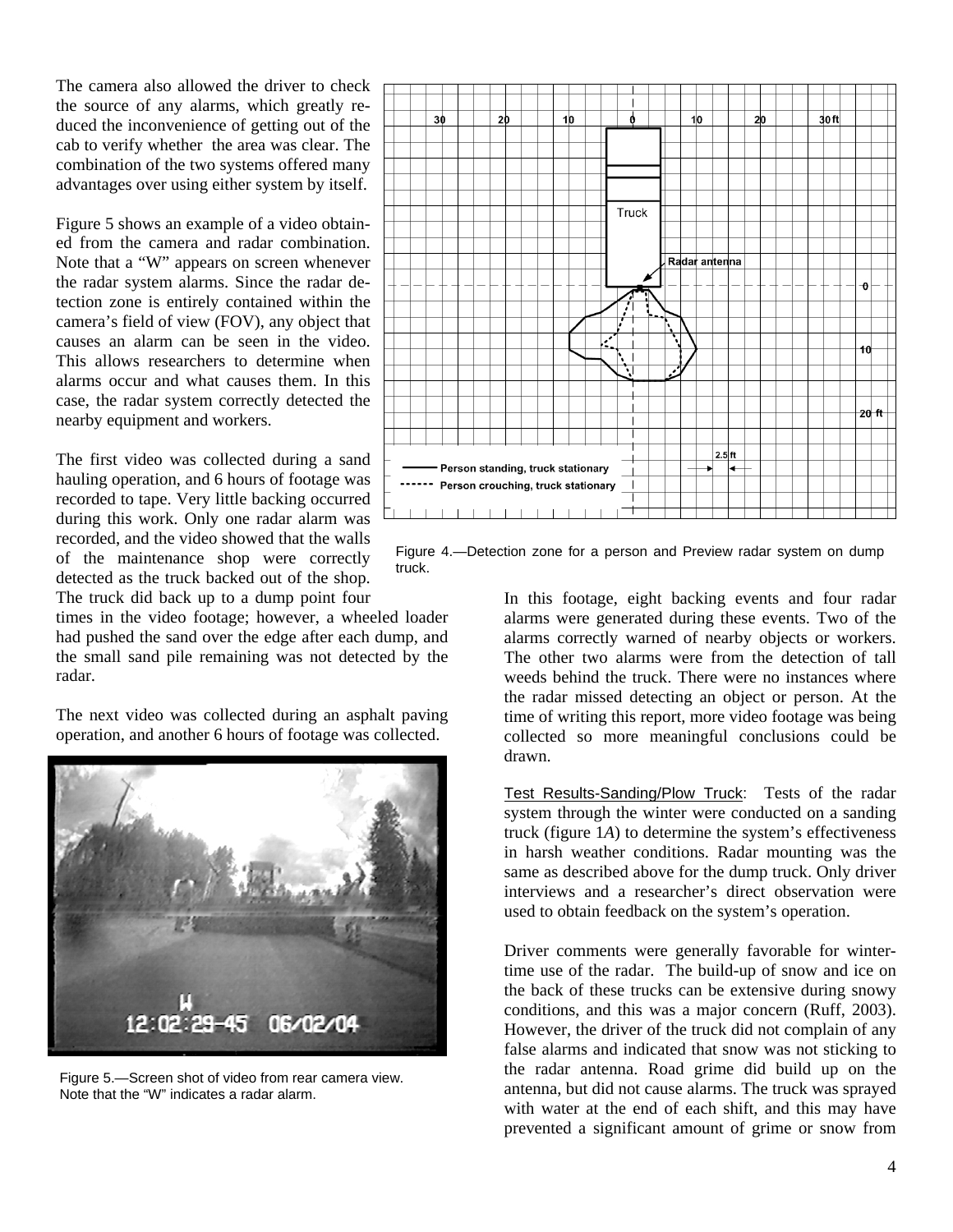The camera also allowed the driver to check the source of any alarms, which greatly reduced the inconvenience of getting out of the cab to verify whether the area was clear. The combination of the two systems offered many advantages over using either system by itself.

Figure 5 shows an example of a video obtained from the camera and radar combination. Note that a "W" appears on screen whenever the radar system alarms. Since the radar detection zone is entirely contained within the camera's field of view (FOV), any object that causes an alarm can be seen in the video. This allows researchers to determine when alarms occur and what causes them. In this case, the radar system correctly detected the nearby equipment and workers.

The first video was collected during a sand hauling operation, and 6 hours of footage was recorded to tape. Very little backing occurred during this work. Only one radar alarm was recorded, and the video showed that the walls of the maintenance shop were correctly detected as the truck backed out of the shop. The truck did back up to a dump point four times in the video footage; however, a wheeled loader had pushed the sand over the edge after each dump, and the small sand pile remaining was not detected by the radar.

The next video was collected during an asphalt paving operation, and another 6 hours of footage was collected.

Figure 4.—Detection zone for a person and Preview radar system on dump truck.

Figure 5.—Screen shot of video from rear camera view. Note that the "W" indicates a radar alarm.

In this footage, eight backing events and four radar alarms were generated during these events. Two of the alarms correctly warned of nearby objects or workers. The other two alarms were from the detection of tall weeds behind the truck. There were no instances where the radar missed detecting an object or person. At the time of writing this report, more video footage was being collected so more meaningful conclusions could be drawn.

Test Results-Sanding/Plow Truck: Tests of the radar system through the winter were conducted on a sanding truck (figure 1*A*) to determine the system's effectiveness in harsh weather conditions. Radar mounting was the same as described above for the dump truck. Only driver interviews and a researcher's direct observation were used to obtain feedback on the system's operation.

Driver comments were generally favorable for winter-time use of the radar. The build-up of snow and ice on the back of these trucks can be extensive during snowy conditions, and this was a major concern (Ruff, 2003). However, the driver of the truck did not complain of any false alarms and indicated that snow was not sticking to the radar antenna. Road grime did build up on the antenna, but did not cause alarms. The truck was sprayed with water at the end of each shift, and this may have prevented a significant amount of grime or snow from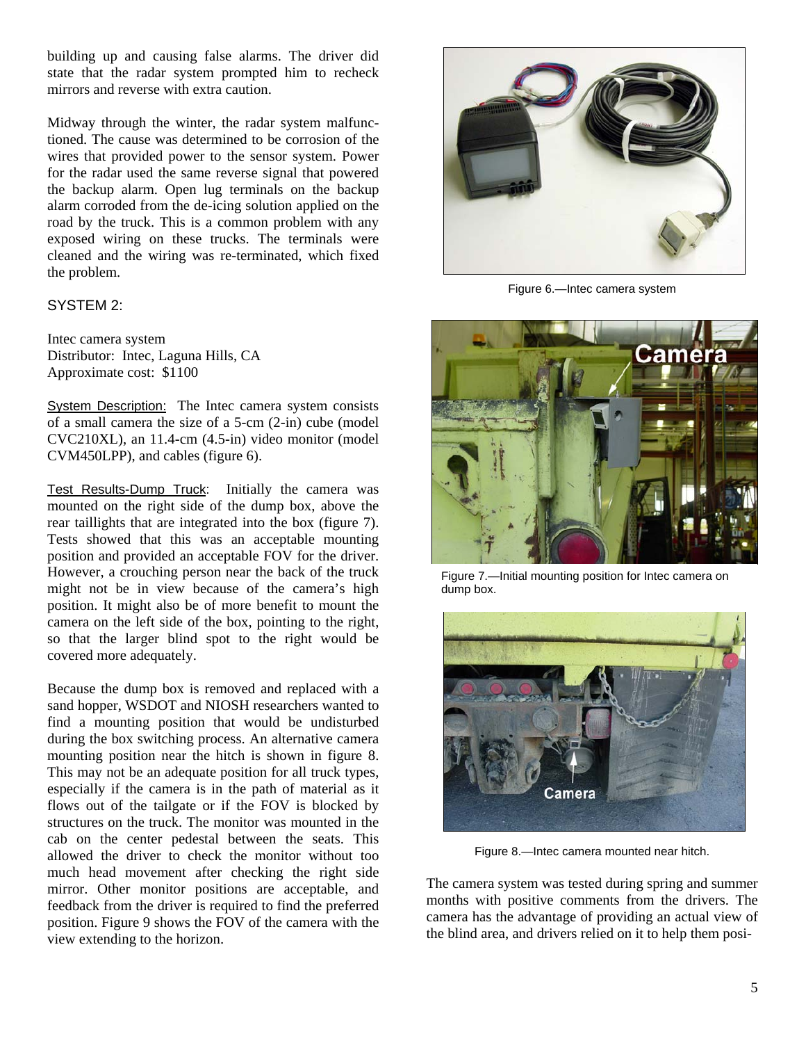building up and causing false alarms. The driver did state that the radar system prompted him to recheck mirrors and reverse with extra caution.

Midway through the winter, the radar system malfunctioned. The cause was determined to be corrosion of the wires that provided power to the sensor system. Power for the radar used the same reverse signal that powered the backup alarm. Open lug terminals on the backup alarm corroded from the de-icing solution applied on the road by the truck. This is a common problem with any exposed wiring on these trucks. The terminals were cleaned and the wiring was re-terminated, which fixed the problem.

SYSTEM 2:

Intec camera system
Distributor: Intec, Laguna Hills, CA
Approximate cost: $1100

System Description: The Intec camera system consists of a small camera the size of a 5-cm (2-in) cube (model CVC210XL), an 11.4-cm (4.5-in) video monitor (model CVM450LPP), and cables (figure 6).

Test Results-Dump Truck: Initially the camera was mounted on the right side of the dump box, above the rear taillights that are integrated into the box (figure 7). Tests showed that this was an acceptable mounting position and provided an acceptable FOV for the driver. However, a crouching person near the back of the truck might not be in view because of the camera's high position. It might also be of more benefit to mount the camera on the left side of the box, pointing to the right, so that the larger blind spot to the right would be covered more adequately.

Because the dump box is removed and replaced with a sand hopper, WSDOT and NIOSH researchers wanted to find a mounting position that would be undisturbed during the box switching process. An alternative camera mounting position near the hitch is shown in figure 8. This may not be an adequate position for all truck types, especially if the camera is in the path of material as it flows out of the tailgate or if the FOV is blocked by structures on the truck. The monitor was mounted in the cab on the center pedestal between the seats. This allowed the driver to check the monitor without too much head movement after checking the right side mirror. Other monitor positions are acceptable, and feedback from the driver is required to find the preferred position. Figure 9 shows the FOV of the camera with the view extending to the horizon.

Figure 6.—Intec camera system

Figure 7.—Initial mounting position for Intec camera on dump box.

Figure 8.—Intec camera mounted near hitch.

The camera system was tested during spring and summer months with positive comments from the drivers. The camera has the advantage of providing an actual view of the blind area, and drivers relied on it to help them posi-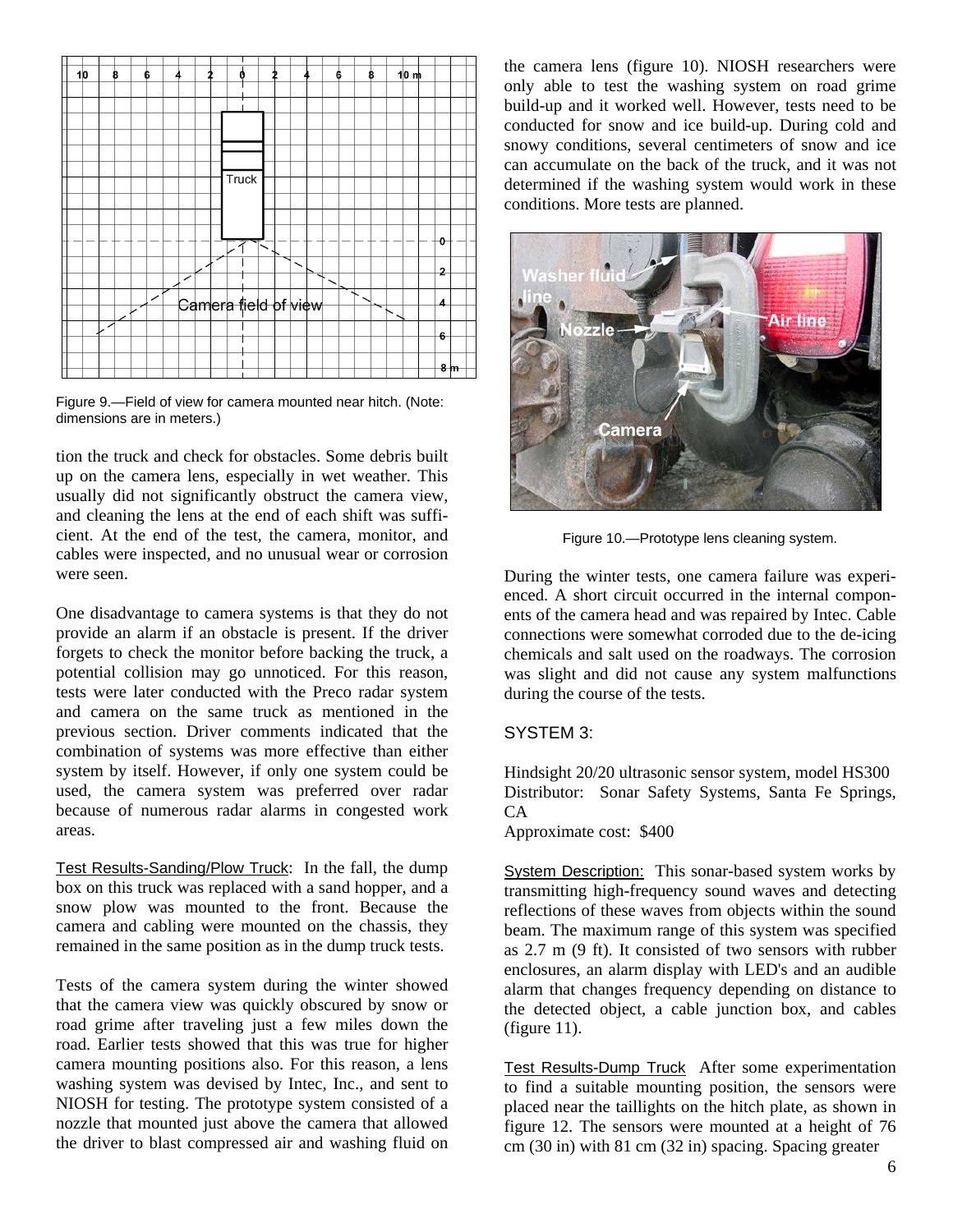10 8 6 4 2 0 2 4 6 8 10 m

Truck

0
2
4
6
8 m

Camera field of view

Figure 9.—Field of view for camera mounted near hitch. (Note: dimensions are in meters.)

tion the truck and check for obstacles. Some debris built up on the camera lens, especially in wet weather. This usually did not significantly obstruct the camera view, and cleaning the lens at the end of each shift was sufficient. At the end of the test, the camera, monitor, and cables were inspected, and no unusual wear or corrosion were seen.

One disadvantage to camera systems is that they do not provide an alarm if an obstacle is present. If the driver forgets to check the monitor before backing the truck, a potential collision may go unnoticed. For this reason, tests were later conducted with the Preco radar system and camera on the same truck as mentioned in the previous section. Driver comments indicated that the combination of systems was more effective than either system by itself. However, if only one system could be used, the camera system was preferred over radar because of numerous radar alarms in congested work areas.

Test Results-Sanding/Plow Truck: In the fall, the dump box on this truck was replaced with a sand hopper, and a snow plow was mounted to the front. Because the camera and cabling were mounted on the chassis, they remained in the same position as in the dump truck tests.

Tests of the camera system during the winter showed that the camera view was quickly obscured by snow or road grime after traveling just a few miles down the road. Earlier tests showed that this was true for higher camera mounting positions also. For this reason, a lens washing system was devised by Intec, Inc., and sent to NIOSH for testing. The prototype system consisted of a nozzle that mounted just above the camera that allowed the driver to blast compressed air and washing fluid on the camera lens (figure 10). NIOSH researchers were only able to test the washing system on road grime build-up and it worked well. However, tests need to be conducted for snow and ice build-up. During cold and snowy conditions, several centimeters of snow and ice can accumulate on the back of the truck, and it was not determined if the washing system would work in these conditions. More tests are planned.

Washer fluid line

Nozzle

Air line

Camera

Figure 10.—Prototype lens cleaning system.

During the winter tests, one camera failure was experienced. A short circuit occurred in the internal components of the camera head and was repaired by Intec. Cable connections were somewhat corroded due to the de-icing chemicals and salt used on the roadways. The corrosion was slight and did not cause any system malfunctions during the course of the tests.

SYSTEM 3:

Hindsight 20/20 ultrasonic sensor system, model HS300
Distributor: Sonar Safety Systems, Santa Fe Springs, CA
Approximate cost: $400

System Description: This sonar-based system works by transmitting high-frequency sound waves and detecting reflections of these waves from objects within the sound beam. The maximum range of this system was specified as 2.7 m (9 ft). It consisted of two sensors with rubber enclosures, an alarm display with LED's and an audible alarm that changes frequency depending on distance to the detected object, a cable junction box, and cables (figure 11).

Test Results-Dump Truck After some experimentation to find a suitable mounting position, the sensors were placed near the taillights on the hitch plate, as shown in figure 12. The sensors were mounted at a height of 76 cm (30 in) with 81 cm (32 in) spacing. Spacing greater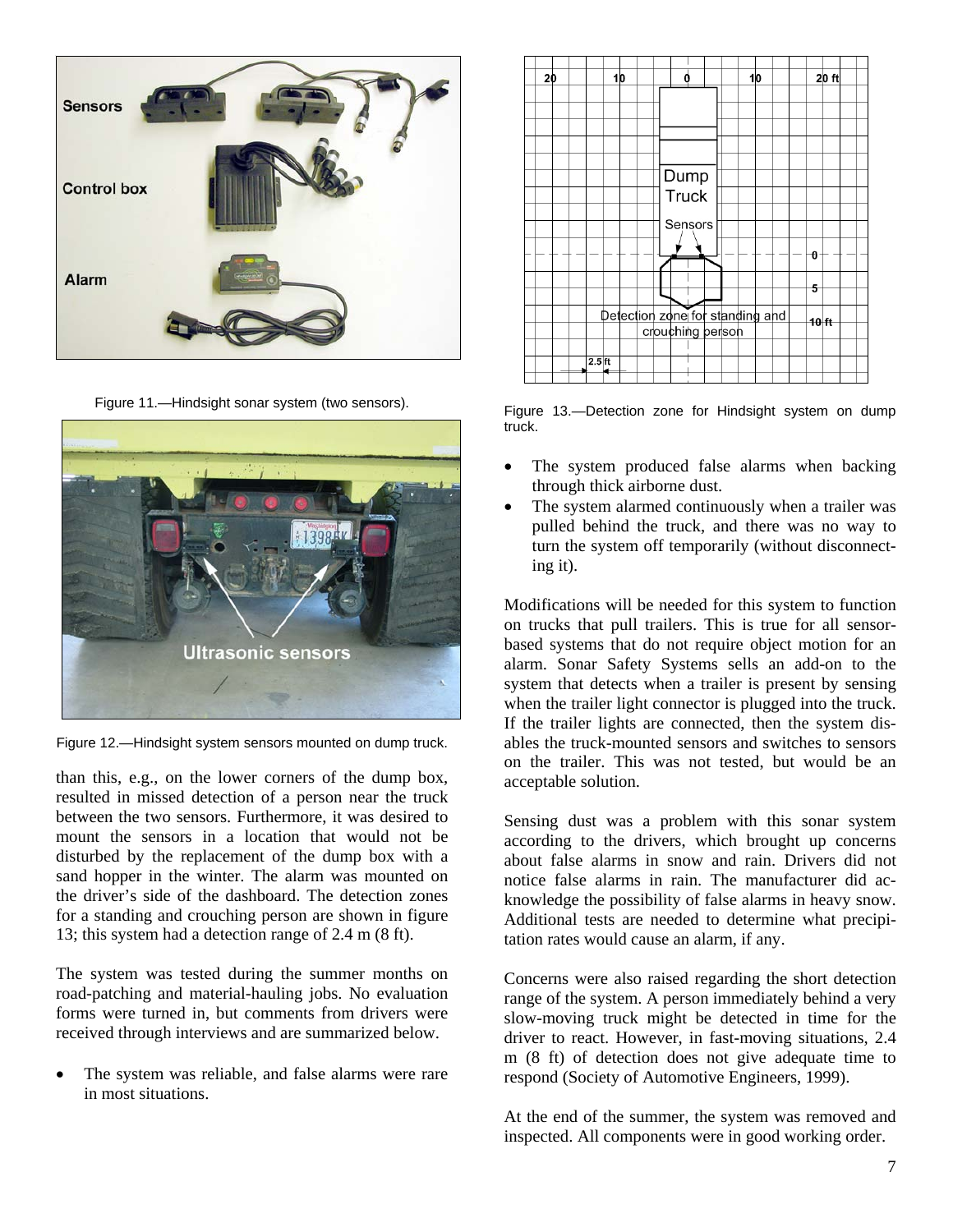Figure 11.—Hindsight sonar system (two sensors).

Figure 12.—Hindsight system sensors mounted on dump truck.

than this, e.g., on the lower corners of the dump box, resulted in missed detection of a person near the truck between the two sensors. Furthermore, it was desired to mount the sensors in a location that would not be disturbed by the replacement of the dump box with a sand hopper in the winter. The alarm was mounted on the driver's side of the dashboard. The detection zones for a standing and crouching person are shown in figure 13; this system had a detection range of 2.4 m (8 ft).

The system was tested during the summer months on road-patching and material-hauling jobs. No evaluation forms were turned in, but comments from drivers were received through interviews and are summarized below.

- The system was reliable, and false alarms were rare in most situations.

Figure 13.—Detection zone for Hindsight system on dump truck.

- The system produced false alarms when backing through thick airborne dust.
- The system alarmed continuously when a trailer was pulled behind the truck, and there was no way to turn the system off temporarily (without disconnecting it).

Modifications will be needed for this system to function on trucks that pull trailers. This is true for all sensor-based systems that do not require object motion for an alarm. Sonar Safety Systems sells an add-on to the system that detects when a trailer is present by sensing when the trailer light connector is plugged into the truck. If the trailer lights are connected, then the system disables the truck-mounted sensors and switches to sensors on the trailer. This was not tested, but would be an acceptable solution.

Sensing dust was a problem with this sonar system according to the drivers, which brought up concerns about false alarms in snow and rain. Drivers did not notice false alarms in rain. The manufacturer did acknowledge the possibility of false alarms in heavy snow. Additional tests are needed to determine what precipitation rates would cause an alarm, if any.

Concerns were also raised regarding the short detection range of the system. A person immediately behind a very slow-moving truck might be detected in time for the driver to react. However, in fast-moving situations, 2.4 m (8 ft) of detection does not give adequate time to respond (Society of Automotive Engineers, 1999).

At the end of the summer, the system was removed and inspected. All components were in good working order.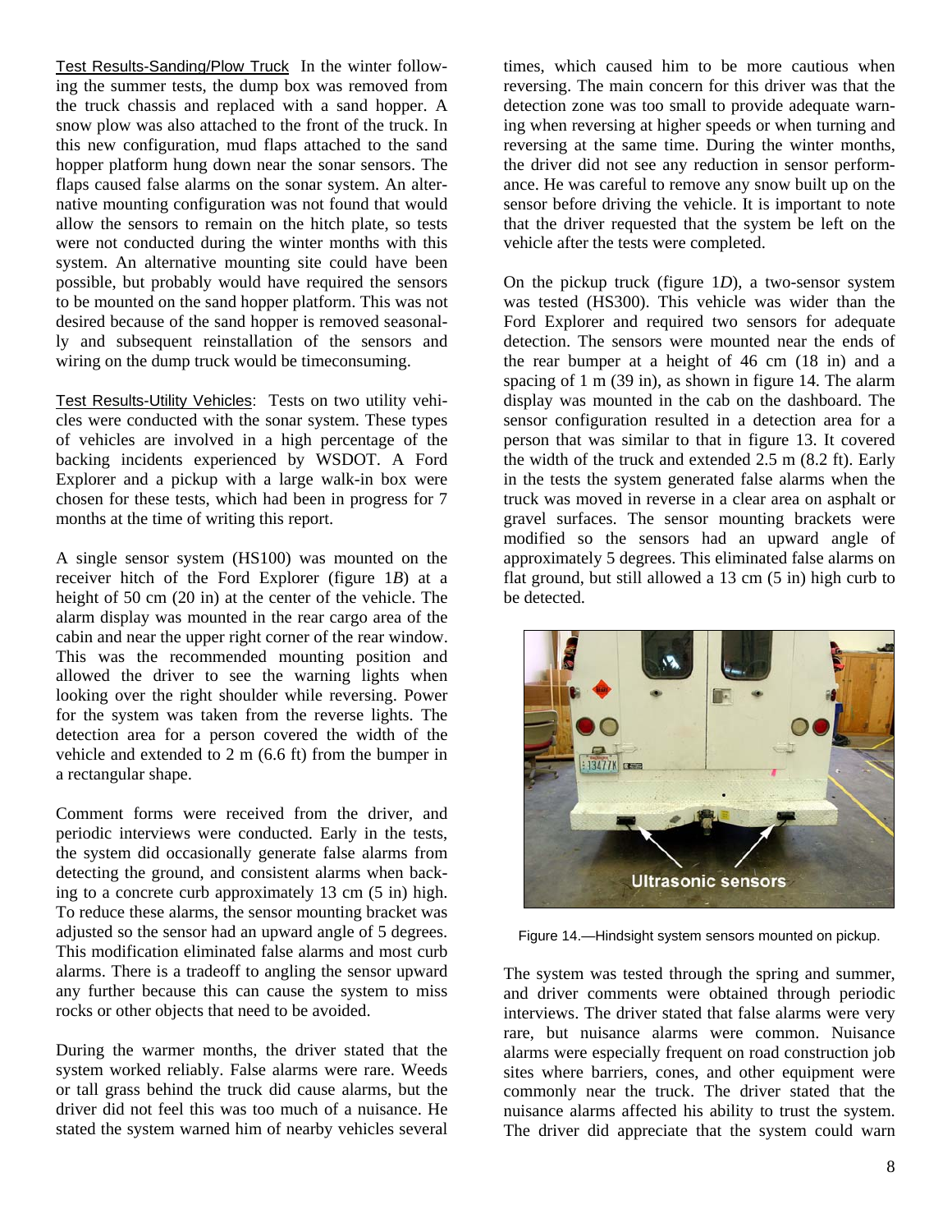Test Results-Sanding/Plow Truck In the winter following the summer tests, the dump box was removed from the truck chassis and replaced with a sand hopper. A snow plow was also attached to the front of the truck. In this new configuration, mud flaps attached to the sand hopper platform hung down near the sonar sensors. The flaps caused false alarms on the sonar system. An alternative mounting configuration was not found that would allow the sensors to remain on the hitch plate, so tests were not conducted during the winter months with this system. An alternative mounting site could have been possible, but probably would have required the sensors to be mounted on the sand hopper platform. This was not desired because of the sand hopper is removed seasonally and subsequent reinstallation of the sensors and wiring on the dump truck would be timeconsuming.

Test Results-Utility Vehicles: Tests on two utility vehicles were conducted with the sonar system. These types of vehicles are involved in a high percentage of the backing incidents experienced by WSDOT. A Ford Explorer and a pickup with a large walk-in box were chosen for these tests, which had been in progress for 7 months at the time of writing this report.

A single sensor system (HS100) was mounted on the receiver hitch of the Ford Explorer (figure 1*B*) at a height of 50 cm (20 in) at the center of the vehicle. The alarm display was mounted in the rear cargo area of the cabin and near the upper right corner of the rear window. This was the recommended mounting position and allowed the driver to see the warning lights when looking over the right shoulder while reversing. Power for the system was taken from the reverse lights. The detection area for a person covered the width of the vehicle and extended to 2 m (6.6 ft) from the bumper in a rectangular shape.

Comment forms were received from the driver, and periodic interviews were conducted. Early in the tests, the system did occasionally generate false alarms from detecting the ground, and consistent alarms when backing to a concrete curb approximately 13 cm (5 in) high. To reduce these alarms, the sensor mounting bracket was adjusted so the sensor had an upward angle of 5 degrees. This modification eliminated false alarms and most curb alarms. There is a tradeoff to angling the sensor upward any further because this can cause the system to miss rocks or other objects that need to be avoided.

During the warmer months, the driver stated that the system worked reliably. False alarms were rare. Weeds or tall grass behind the truck did cause alarms, but the driver did not feel this was too much of a nuisance. He stated the system warned him of nearby vehicles several times, which caused him to be more cautious when reversing. The main concern for this driver was that the detection zone was too small to provide adequate warning when reversing at higher speeds or when turning and reversing at the same time. During the winter months, the driver did not see any reduction in sensor performance. He was careful to remove any snow built up on the sensor before driving the vehicle. It is important to note that the driver requested that the system be left on the vehicle after the tests were completed.

On the pickup truck (figure 1*D*), a two-sensor system was tested (HS300). This vehicle was wider than the Ford Explorer and required two sensors for adequate detection. The sensors were mounted near the ends of the rear bumper at a height of 46 cm (18 in) and a spacing of 1 m (39 in), as shown in figure 14. The alarm display was mounted in the cab on the dashboard. The sensor configuration resulted in a detection area for a person that was similar to that in figure 13. It covered the width of the truck and extended 2.5 m (8.2 ft). Early in the tests the system generated false alarms when the truck was moved in reverse in a clear area on asphalt or gravel surfaces. The sensor mounting brackets were modified so the sensors had an upward angle of approximately 5 degrees. This eliminated false alarms on flat ground, but still allowed a 13 cm (5 in) high curb to be detected.

Figure 14.—Hindsight system sensors mounted on pickup.

The system was tested through the spring and summer, and driver comments were obtained through periodic interviews. The driver stated that false alarms were very rare, but nuisance alarms were common. Nuisance alarms were especially frequent on road construction job sites where barriers, cones, and other equipment were commonly near the truck. The driver stated that the nuisance alarms affected his ability to trust the system. The driver did appreciate that the system could warn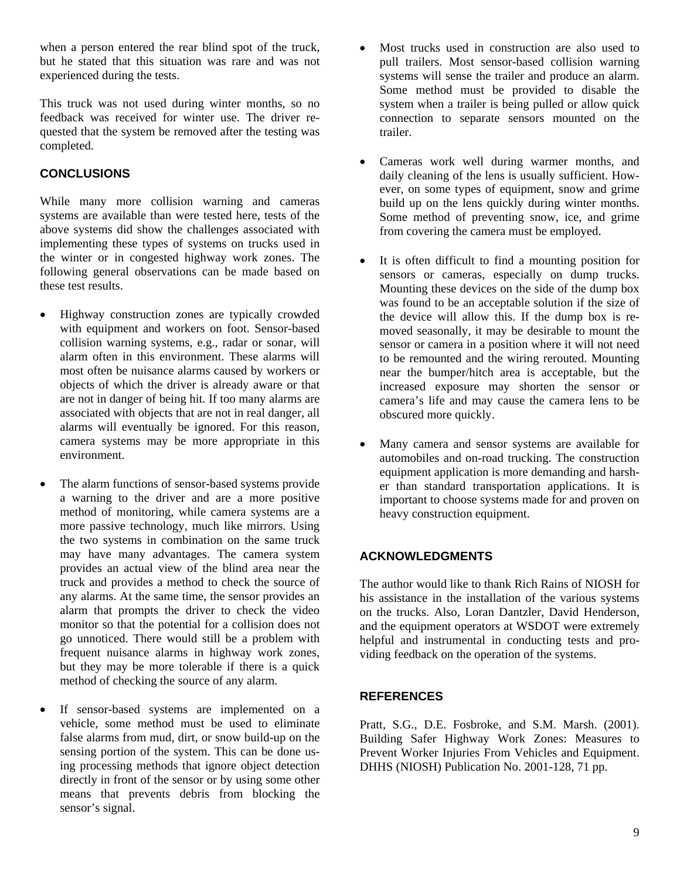when a person entered the rear blind spot of the truck, but he stated that this situation was rare and was not experienced during the tests.

This truck was not used during winter months, so no feedback was received for winter use. The driver requested that the system be removed after the testing was completed.

## CONCLUSIONS

While many more collision warning and cameras systems are available than were tested here, tests of the above systems did show the challenges associated with implementing these types of systems on trucks used in the winter or in congested highway work zones. The following general observations can be made based on these test results.

- Highway construction zones are typically crowded with equipment and workers on foot. Sensor-based collision warning systems, e.g., radar or sonar, will alarm often in this environment. These alarms will most often be nuisance alarms caused by workers or objects of which the driver is already aware or that are not in danger of being hit. If too many alarms are associated with objects that are not in real danger, all alarms will eventually be ignored. For this reason, camera systems may be more appropriate in this environment.

- The alarm functions of sensor-based systems provide a warning to the driver and are a more positive method of monitoring, while camera systems are a more passive technology, much like mirrors. Using the two systems in combination on the same truck may have many advantages. The camera system provides an actual view of the blind area near the truck and provides a method to check the source of any alarms. At the same time, the sensor provides an alarm that prompts the driver to check the video monitor so that the potential for a collision does not go unnoticed. There would still be a problem with frequent nuisance alarms in highway work zones, but they may be more tolerable if there is a quick method of checking the source of any alarm.

- If sensor-based systems are implemented on a vehicle, some method must be used to eliminate false alarms from mud, dirt, or snow build-up on the sensing portion of the system. This can be done using processing methods that ignore object detection directly in front of the sensor or by using some other means that prevents debris from blocking the sensor's signal.

- Most trucks used in construction are also used to pull trailers. Most sensor-based collision warning systems will sense the trailer and produce an alarm. Some method must be provided to disable the system when a trailer is being pulled or allow quick connection to separate sensors mounted on the trailer.

- Cameras work well during warmer months, and daily cleaning of the lens is usually sufficient. However, on some types of equipment, snow and grime build up on the lens quickly during winter months. Some method of preventing snow, ice, and grime from covering the camera must be employed.

- It is often difficult to find a mounting position for sensors or cameras, especially on dump trucks. Mounting these devices on the side of the dump box was found to be an acceptable solution if the size of the device will allow this. If the dump box is removed seasonally, it may be desirable to mount the sensor or camera in a position where it will not need to be remounted and the wiring rerouted. Mounting near the bumper/hitch area is acceptable, but the increased exposure may shorten the sensor or camera's life and may cause the camera lens to be obscured more quickly.

- Many camera and sensor systems are available for automobiles and on-road trucking. The construction equipment application is more demanding and harsher than standard transportation applications. It is important to choose systems made for and proven on heavy construction equipment.

## ACKNOWLEDGMENTS

The author would like to thank Rich Rains of NIOSH for his assistance in the installation of the various systems on the trucks. Also, Loran Dantzler, David Henderson, and the equipment operators at WSDOT were extremely helpful and instrumental in conducting tests and providing feedback on the operation of the systems.

## REFERENCES

Pratt, S.G., D.E. Fosbroke, and S.M. Marsh. (2001). Building Safer Highway Work Zones: Measures to Prevent Worker Injuries From Vehicles and Equipment. DHHS (NIOSH) Publication No. 2001-128, 71 pp.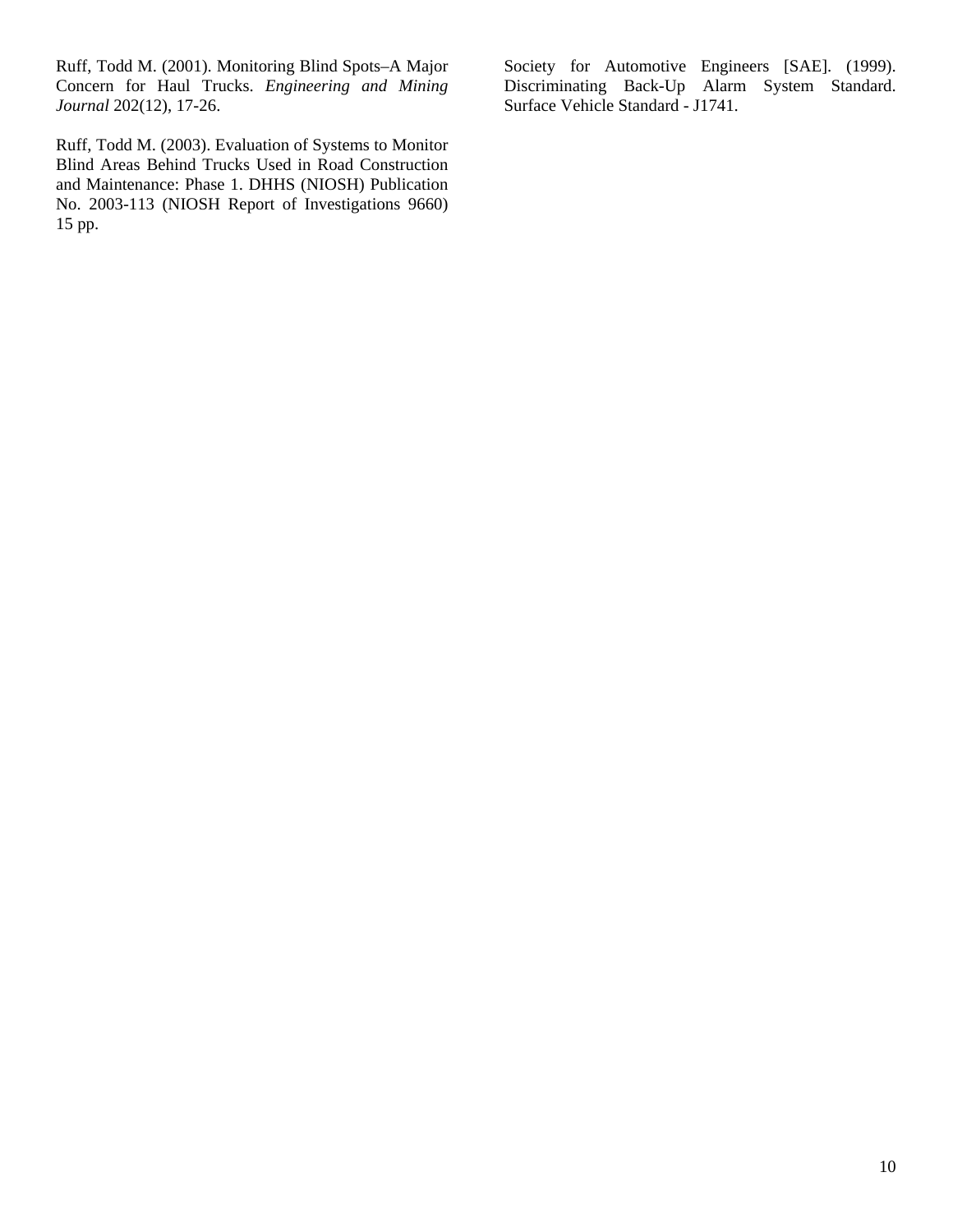Ruff, Todd M. (2001). Monitoring Blind Spots–A Major Concern for Haul Trucks. *Engineering and Mining Journal* 202(12), 17-26.

Ruff, Todd M. (2003). Evaluation of Systems to Monitor Blind Areas Behind Trucks Used in Road Construction and Maintenance: Phase 1. DHHS (NIOSH) Publication No. 2003-113 (NIOSH Report of Investigations 9660) 15 pp.

Society for Automotive Engineers [SAE]. (1999). Discriminating Back-Up Alarm System Standard. Surface Vehicle Standard - J1741.